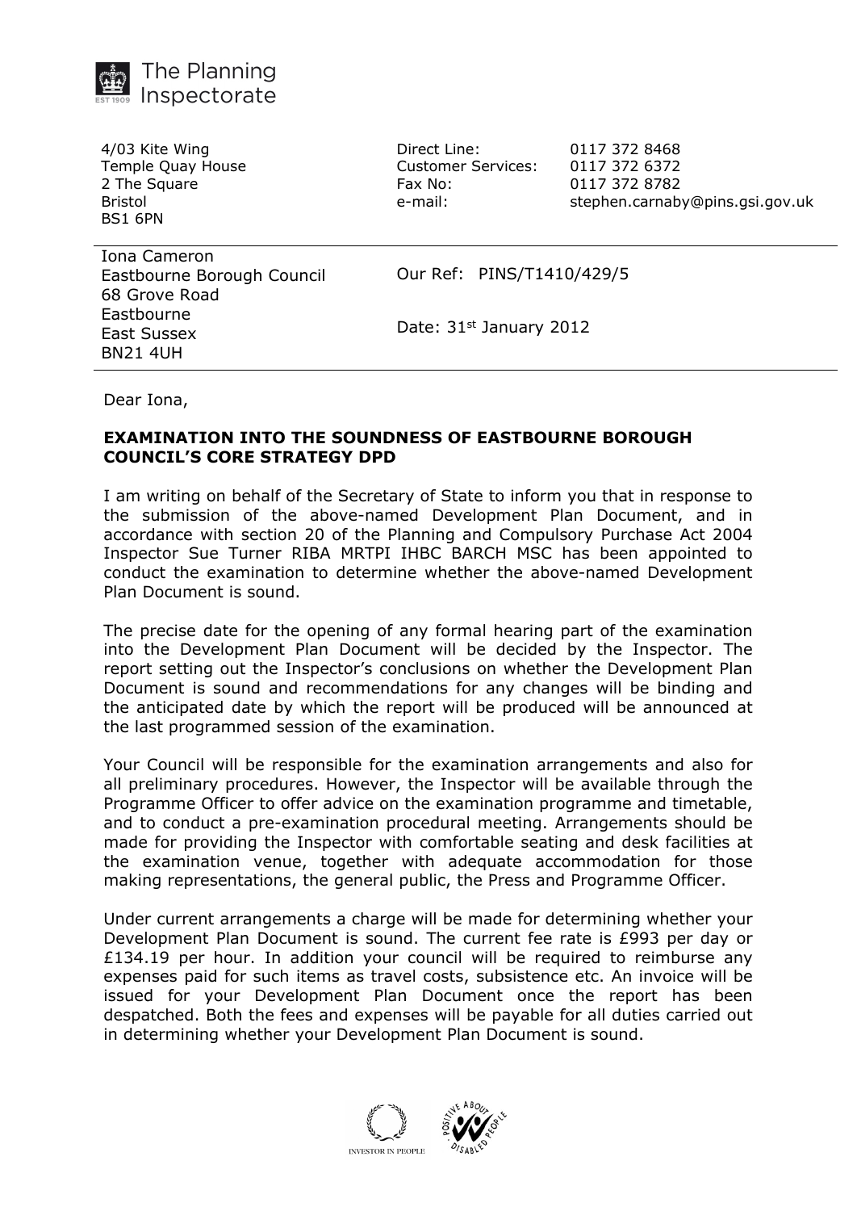The Planning Inspectorate

4/03 Kite Wing
Temple Quay House
2 The Square
Bristol
BS1 6PN

| | |
|---|---|
| Direct Line: | 0117 372 8468 |
| Customer Services: | 0117 372 6372 |
| Fax No: | 0117 372 8782 |
| e-mail: | stephen.carnaby@pins.gsi.gov.uk |

Iona Cameron
Eastbourne Borough Council
68 Grove Road
Eastbourne
East Sussex
BN21 4UH

Our Ref: PINS/T1410/429/5

Date: 31st January 2012

Dear Iona,

**EXAMINATION INTO THE SOUNDNESS OF EASTBOURNE BOROUGH COUNCIL'S CORE STRATEGY DPD**

I am writing on behalf of the Secretary of State to inform you that in response to the submission of the above-named Development Plan Document, and in accordance with section 20 of the Planning and Compulsory Purchase Act 2004 Inspector Sue Turner RIBA MRTPI IHBC BARCH MSC has been appointed to conduct the examination to determine whether the above-named Development Plan Document is sound.

The precise date for the opening of any formal hearing part of the examination into the Development Plan Document will be decided by the Inspector. The report setting out the Inspector's conclusions on whether the Development Plan Document is sound and recommendations for any changes will be binding and the anticipated date by which the report will be produced will be announced at the last programmed session of the examination.

Your Council will be responsible for the examination arrangements and also for all preliminary procedures. However, the Inspector will be available through the Programme Officer to offer advice on the examination programme and timetable, and to conduct a pre-examination procedural meeting. Arrangements should be made for providing the Inspector with comfortable seating and desk facilities at the examination venue, together with adequate accommodation for those making representations, the general public, the Press and Programme Officer.

Under current arrangements a charge will be made for determining whether your Development Plan Document is sound. The current fee rate is £993 per day or £134.19 per hour. In addition your council will be required to reimburse any expenses paid for such items as travel costs, subsistence etc. An invoice will be issued for your Development Plan Document once the report has been despatched. Both the fees and expenses will be payable for all duties carried out in determining whether your Development Plan Document is sound.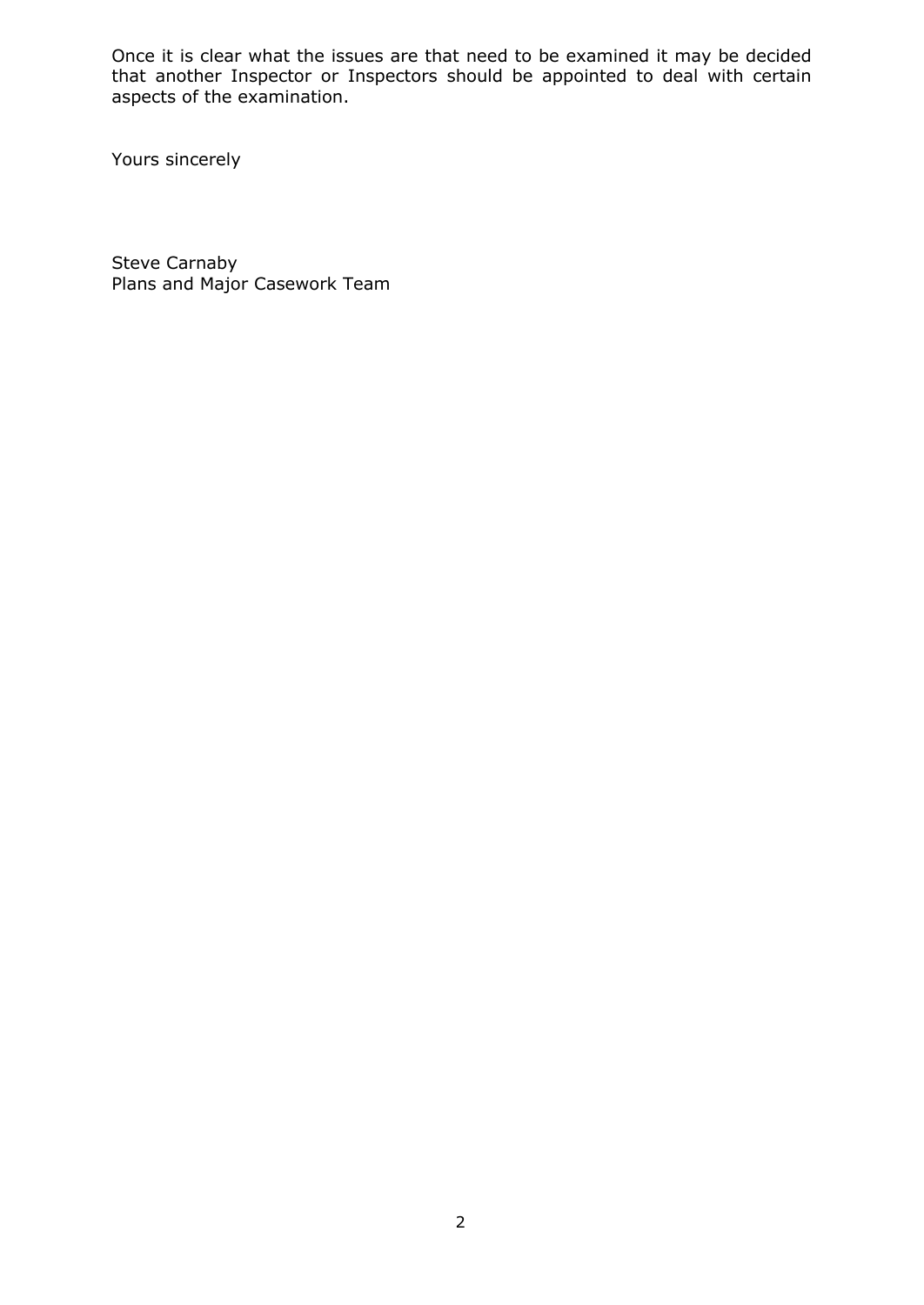Once it is clear what the issues are that need to be examined it may be decided that another Inspector or Inspectors should be appointed to deal with certain aspects of the examination.

Yours sincerely

Steve Carnaby
Plans and Major Casework Team